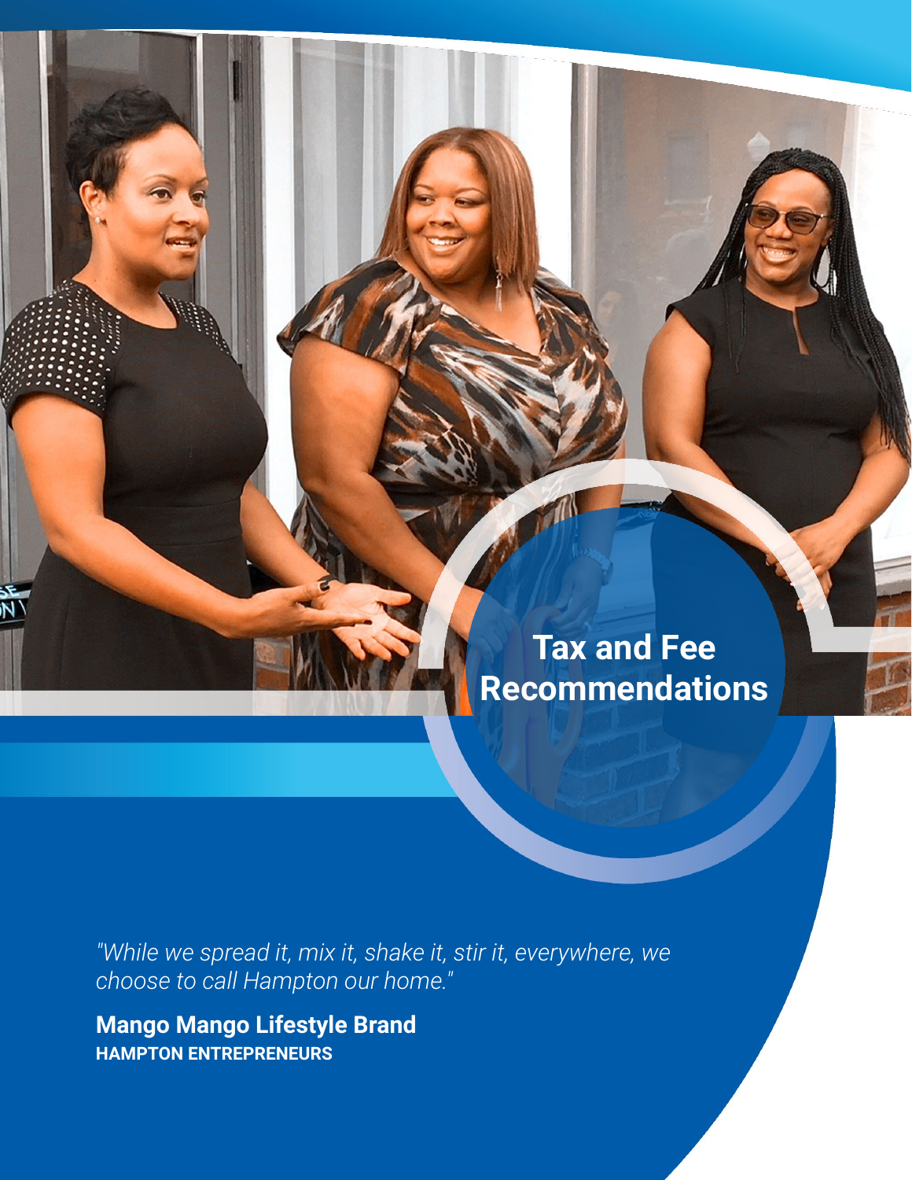# Tax and Fee Recommendations

*"While we spread it, mix it, shake it, stir it, everywhere, we choose to call Hampton our home."*

**Mango Mango Lifestyle Brand**
**HAMPTON ENTREPRENEURS**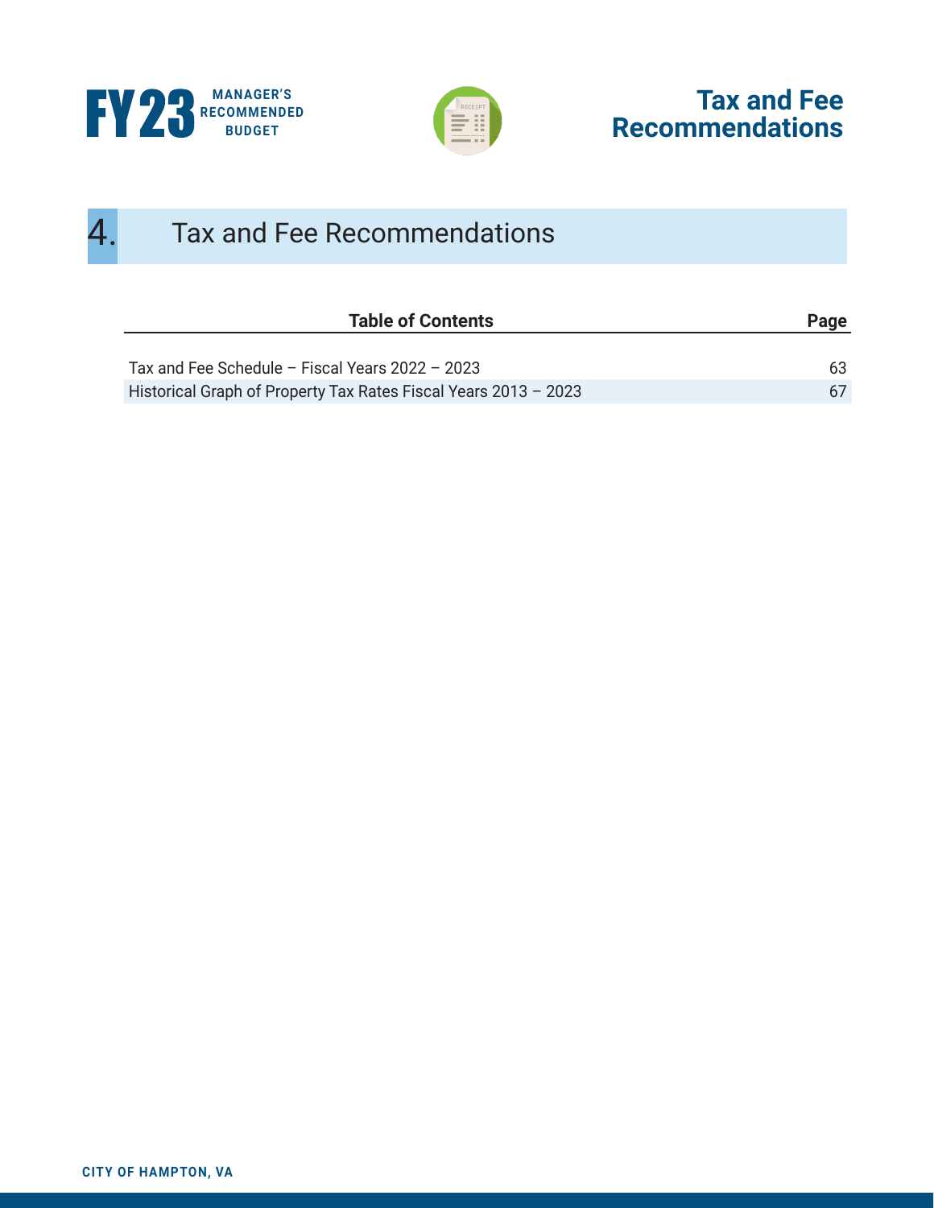# 4. Tax and Fee Recommendations

| Table of Contents | Page |
| --- | --- |
| Tax and Fee Schedule – Fiscal Years 2022 – 2023 | 63 |
| Historical Graph of Property Tax Rates Fiscal Years 2013 – 2023 | 67 |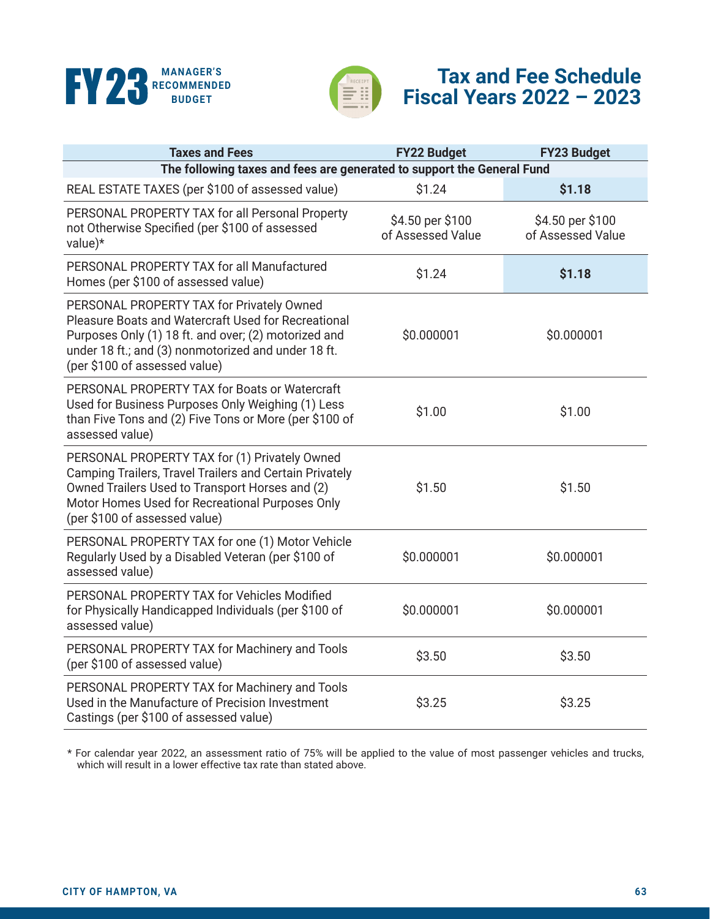# FY23 MANAGER'S RECOMMENDED BUDGET

# Tax and Fee Schedule Fiscal Years 2022 – 2023

| Taxes and Fees | FY22 Budget | FY23 Budget |
|---|---|---|
| **The following taxes and fees are generated to support the General Fund** | | |
| REAL ESTATE TAXES (per $100 of assessed value) | $1.24 | **$1.18** |
| PERSONAL PROPERTY TAX for all Personal Property not Otherwise Specified (per $100 of assessed value)* | $4.50 per $100 of Assessed Value | $4.50 per $100 of Assessed Value |
| PERSONAL PROPERTY TAX for all Manufactured Homes (per $100 of assessed value) | $1.24 | **$1.18** |
| PERSONAL PROPERTY TAX for Privately Owned Pleasure Boats and Watercraft Used for Recreational Purposes Only (1) 18 ft. and over; (2) motorized and under 18 ft.; and (3) nonmotorized and under 18 ft. (per $100 of assessed value) | $0.000001 | $0.000001 |
| PERSONAL PROPERTY TAX for Boats or Watercraft Used for Business Purposes Only Weighing (1) Less than Five Tons and (2) Five Tons or More (per $100 of assessed value) | $1.00 | $1.00 |
| PERSONAL PROPERTY TAX for (1) Privately Owned Camping Trailers, Travel Trailers and Certain Privately Owned Trailers Used to Transport Horses and (2) Motor Homes Used for Recreational Purposes Only (per $100 of assessed value) | $1.50 | $1.50 |
| PERSONAL PROPERTY TAX for one (1) Motor Vehicle Regularly Used by a Disabled Veteran (per $100 of assessed value) | $0.000001 | $0.000001 |
| PERSONAL PROPERTY TAX for Vehicles Modified for Physically Handicapped Individuals (per $100 of assessed value) | $0.000001 | $0.000001 |
| PERSONAL PROPERTY TAX for Machinery and Tools (per $100 of assessed value) | $3.50 | $3.50 |
| PERSONAL PROPERTY TAX for Machinery and Tools Used in the Manufacture of Precision Investment Castings (per $100 of assessed value) | $3.25 | $3.25 |

* For calendar year 2022, an assessment ratio of 75% will be applied to the value of most passenger vehicles and trucks, which will result in a lower effective tax rate than stated above.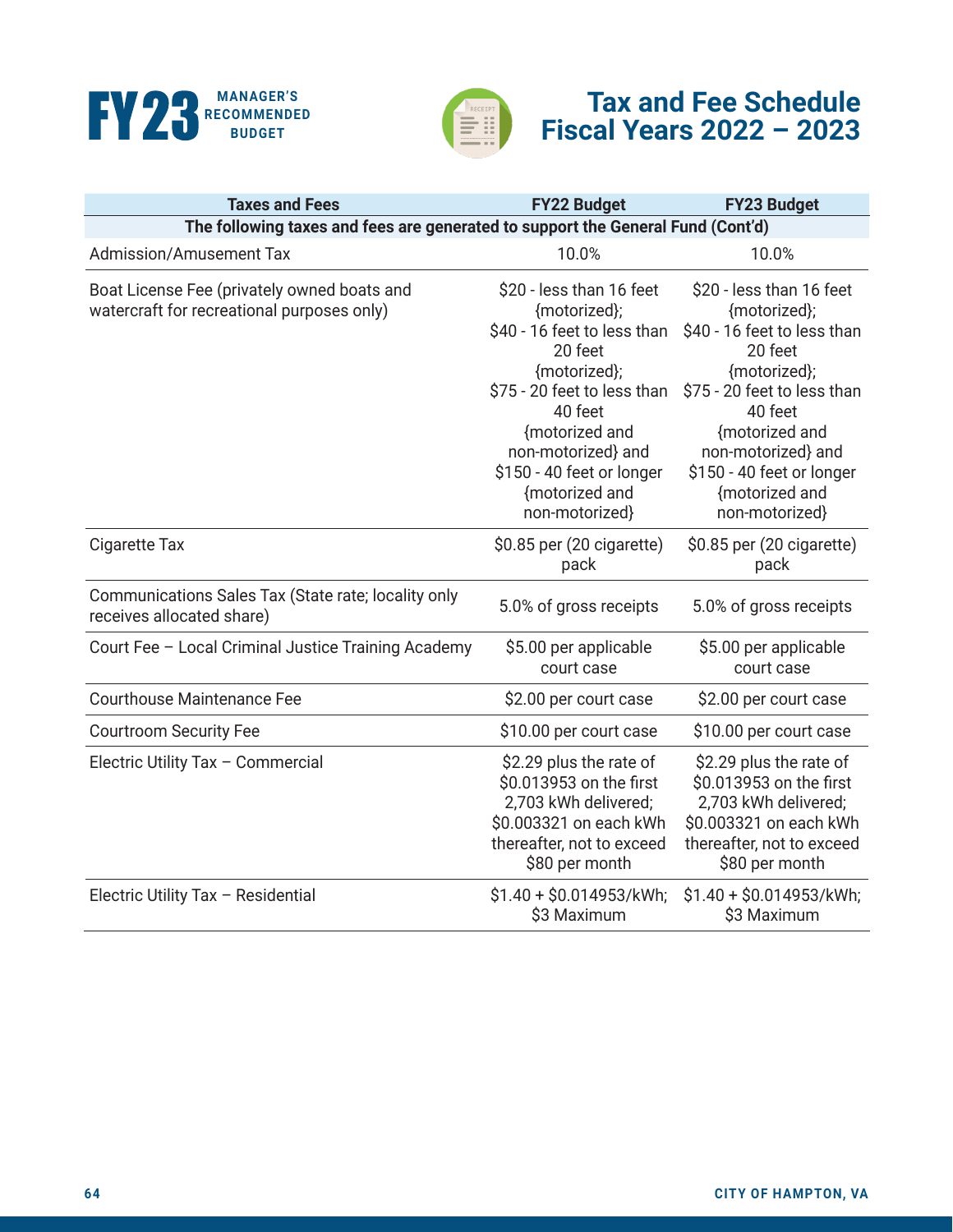# Tax and Fee Schedule Fiscal Years 2022 – 2023

| Taxes and Fees | FY22 Budget | FY23 Budget |
|---|---|---|
| **The following taxes and fees are generated to support the General Fund (Cont'd)** | | |
| Admission/Amusement Tax | 10.0% | 10.0% |
| Boat License Fee (privately owned boats and watercraft for recreational purposes only) | $20 - less than 16 feet {motorized}; $40 - 16 feet to less than 20 feet {motorized}; $75 - 20 feet to less than 40 feet {motorized and non-motorized} and $150 - 40 feet or longer {motorized and non-motorized} | $20 - less than 16 feet {motorized}; $40 - 16 feet to less than 20 feet {motorized}; $75 - 20 feet to less than 40 feet {motorized and non-motorized} and $150 - 40 feet or longer {motorized and non-motorized} |
| Cigarette Tax | $0.85 per (20 cigarette) pack | $0.85 per (20 cigarette) pack |
| Communications Sales Tax (State rate; locality only receives allocated share) | 5.0% of gross receipts | 5.0% of gross receipts |
| Court Fee – Local Criminal Justice Training Academy | $5.00 per applicable court case | $5.00 per applicable court case |
| Courthouse Maintenance Fee | $2.00 per court case | $2.00 per court case |
| Courtroom Security Fee | $10.00 per court case | $10.00 per court case |
| Electric Utility Tax – Commercial | $2.29 plus the rate of $0.013953 on the first 2,703 kWh delivered; $0.003321 on each kWh thereafter, not to exceed $80 per month | $2.29 plus the rate of $0.013953 on the first 2,703 kWh delivered; $0.003321 on each kWh thereafter, not to exceed $80 per month |
| Electric Utility Tax – Residential | $1.40 + $0.014953/kWh; $3 Maximum | $1.40 + $0.014953/kWh; $3 Maximum |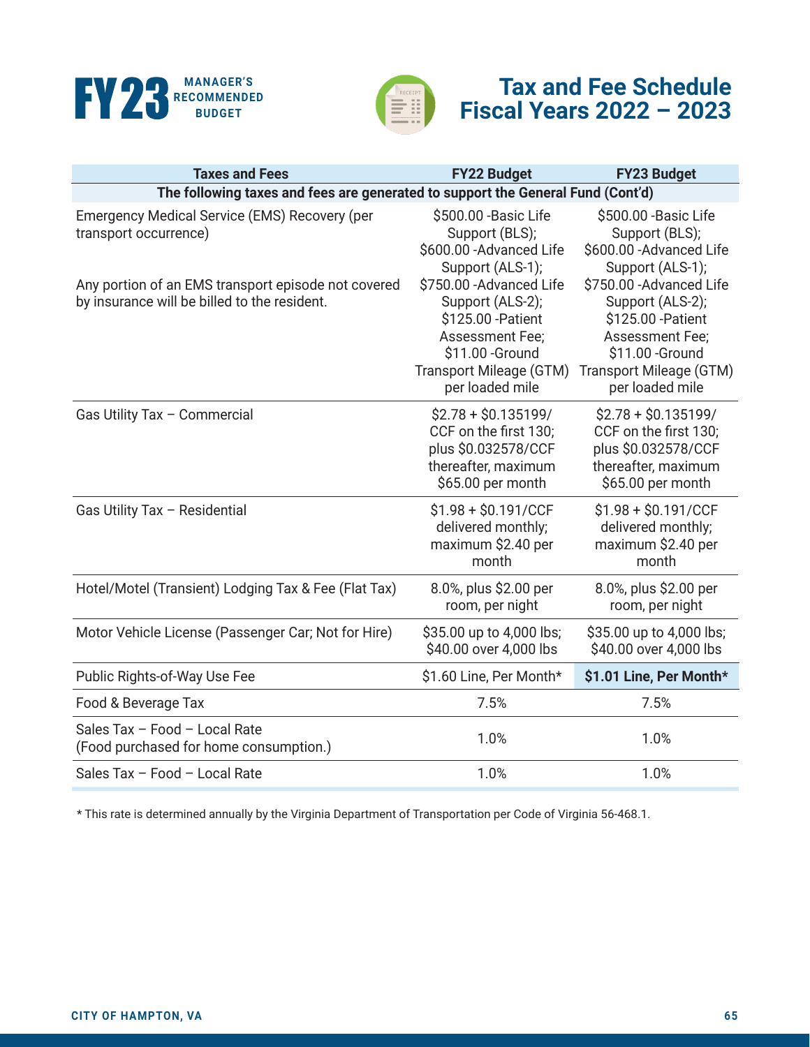# Tax and Fee Schedule Fiscal Years 2022 – 2023

| Taxes and Fees | FY22 Budget | FY23 Budget |
|---|---|---|
| **The following taxes and fees are generated to support the General Fund (Cont'd)** | | |
| Emergency Medical Service (EMS) Recovery (per transport occurrence)<br><br>Any portion of an EMS transport episode not covered by insurance will be billed to the resident. | $500.00 -Basic Life Support (BLS); $600.00 -Advanced Life Support (ALS-1); $750.00 -Advanced Life Support (ALS-2); $125.00 -Patient Assessment Fee; $11.00 -Ground Transport Mileage (GTM) per loaded mile | $500.00 -Basic Life Support (BLS); $600.00 -Advanced Life Support (ALS-1); $750.00 -Advanced Life Support (ALS-2); $125.00 -Patient Assessment Fee; $11.00 -Ground Transport Mileage (GTM) per loaded mile |
| Gas Utility Tax – Commercial | $2.78 + $0.135199/CCF on the first 130; plus $0.032578/CCF thereafter, maximum $65.00 per month | $2.78 + $0.135199/CCF on the first 130; plus $0.032578/CCF thereafter, maximum $65.00 per month |
| Gas Utility Tax – Residential | $1.98 + $0.191/CCF delivered monthly; maximum $2.40 per month | $1.98 + $0.191/CCF delivered monthly; maximum $2.40 per month |
| Hotel/Motel (Transient) Lodging Tax & Fee (Flat Tax) | 8.0%, plus $2.00 per room, per night | 8.0%, plus $2.00 per room, per night |
| Motor Vehicle License (Passenger Car; Not for Hire) | $35.00 up to 4,000 lbs; $40.00 over 4,000 lbs | $35.00 up to 4,000 lbs; $40.00 over 4,000 lbs |
| Public Rights-of-Way Use Fee | $1.60 Line, Per Month* | **$1.01 Line, Per Month*** |
| Food & Beverage Tax | 7.5% | 7.5% |
| Sales Tax – Food – Local Rate (Food purchased for home consumption.) | 1.0% | 1.0% |
| Sales Tax – Food – Local Rate | 1.0% | 1.0% |

* This rate is determined annually by the Virginia Department of Transportation per Code of Virginia 56-468.1.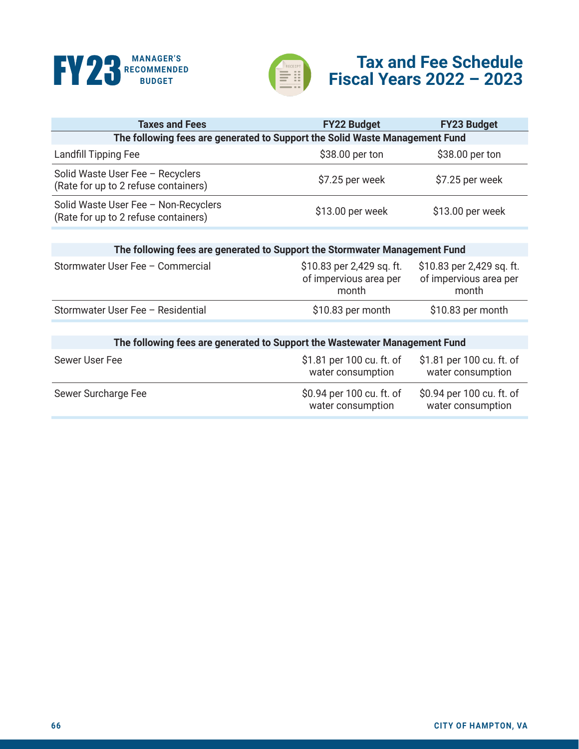# Tax and Fee Schedule Fiscal Years 2022 – 2023

| Taxes and Fees | FY22 Budget | FY23 Budget |
|---|---|---|
| **The following fees are generated to Support the Solid Waste Management Fund** | | |
| Landfill Tipping Fee | $38.00 per ton | $38.00 per ton |
| Solid Waste User Fee – Recyclers (Rate for up to 2 refuse containers) | $7.25 per week | $7.25 per week |
| Solid Waste User Fee – Non-Recyclers (Rate for up to 2 refuse containers) | $13.00 per week | $13.00 per week |
| **The following fees are generated to Support the Stormwater Management Fund** | | |
| Stormwater User Fee – Commercial | $10.83 per 2,429 sq. ft. of impervious area per month | $10.83 per 2,429 sq. ft. of impervious area per month |
| Stormwater User Fee – Residential | $10.83 per month | $10.83 per month |
| **The following fees are generated to Support the Wastewater Management Fund** | | |
| Sewer User Fee | $1.81 per 100 cu. ft. of water consumption | $1.81 per 100 cu. ft. of water consumption |
| Sewer Surcharge Fee | $0.94 per 100 cu. ft. of water consumption | $0.94 per 100 cu. ft. of water consumption |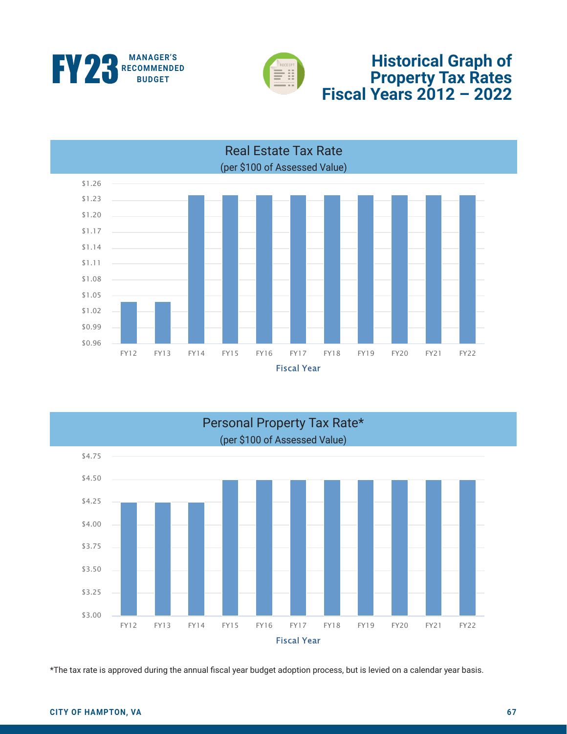# Historical Graph of Property Tax Rates Fiscal Years 2012 – 2022

## Real Estate Tax Rate
(per $100 of Assessed Value)

$1.26
$1.23
$1.20
$1.17
$1.14
$1.11
$1.08
$1.05
$1.02
$0.99
$0.96

FY12 FY13 FY14 FY15 FY16 FY17 FY18 FY19 FY20 FY21 FY22

Fiscal Year

## Personal Property Tax Rate*
(per $100 of Assessed Value)

$4.75
$4.50
$4.25
$4.00
$3.75
$3.50
$3.25
$3.00

FY12 FY13 FY14 FY15 FY16 FY17 FY18 FY19 FY20 FY21 FY22

Fiscal Year

*The tax rate is approved during the annual fiscal year budget adoption process, but is levied on a calendar year basis.